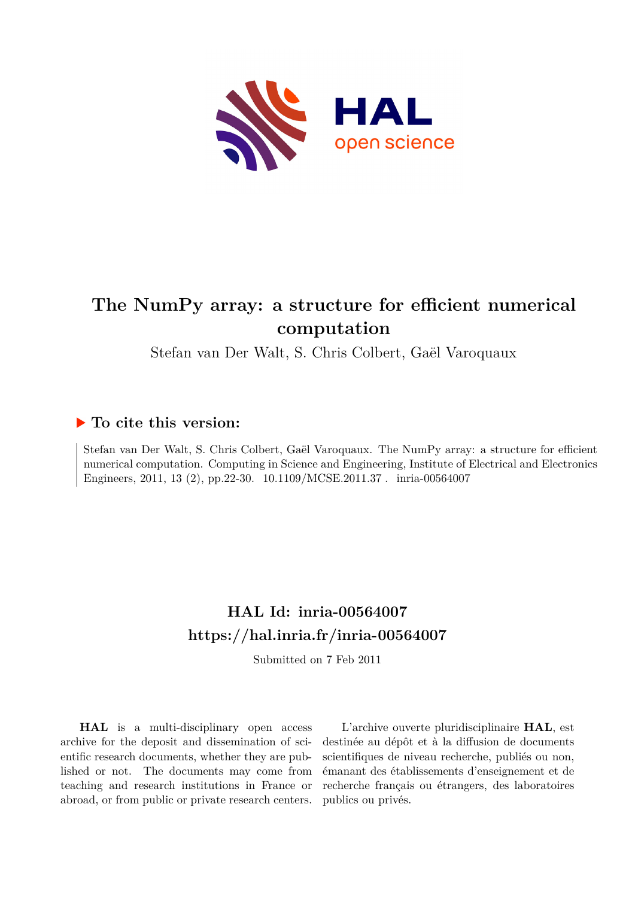# The NumPy array: a structure for efficient numerical computation

Stefan van Der Walt, S. Chris Colbert, Gaël Varoquaux

## ▶ To cite this version:

Stefan van Der Walt, S. Chris Colbert, Gaël Varoquaux. The NumPy array: a structure for efficient numerical computation. Computing in Science and Engineering, Institute of Electrical and Electronics Engineers, 2011, 13 (2), pp.22-30. 10.1109/MCSE.2011.37 . inria-00564007

## HAL Id: inria-00564007
## https://hal.inria.fr/inria-00564007

Submitted on 7 Feb 2011

**HAL** is a multi-disciplinary open access archive for the deposit and dissemination of scientific research documents, whether they are published or not. The documents may come from teaching and research institutions in France or abroad, or from public or private research centers.

L'archive ouverte pluridisciplinaire **HAL**, est destinée au dépôt et à la diffusion de documents scientifiques de niveau recherche, publiés ou non, émanant des établissements d'enseignement et de recherche français ou étrangers, des laboratoires publics ou privés.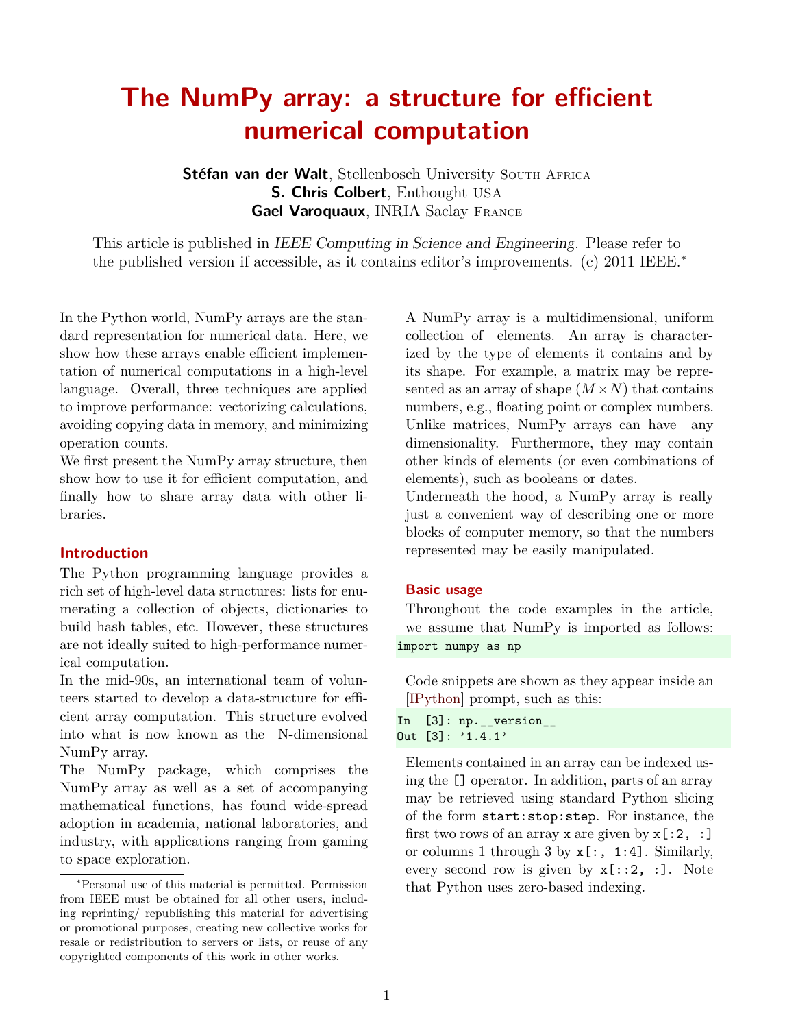# The NumPy array: a structure for efficient numerical computation

**Stéfan van der Walt**, Stellenbosch University South Africa
**S. Chris Colbert**, Enthought USA
**Gael Varoquaux**, INRIA Saclay France

This article is published in *IEEE Computing in Science and Engineering*. Please refer to the published version if accessible, as it contains editor's improvements. (c) 2011 IEEE.*

In the Python world, NumPy arrays are the standard representation for numerical data. Here, we show how these arrays enable efficient implementation of numerical computations in a high-level language. Overall, three techniques are applied to improve performance: vectorizing calculations, avoiding copying data in memory, and minimizing operation counts.

We first present the NumPy array structure, then show how to use it for efficient computation, and finally how to share array data with other libraries.

## Introduction

The Python programming language provides a rich set of high-level data structures: lists for enumerating a collection of objects, dictionaries to build hash tables, etc. However, these structures are not ideally suited to high-performance numerical computation.

In the mid-90s, an international team of volunteers started to develop a data-structure for efficient array computation. This structure evolved into what is now known as the N-dimensional NumPy array.

The NumPy package, which comprises the NumPy array as well as a set of accompanying mathematical functions, has found wide-spread adoption in academia, national laboratories, and industry, with applications ranging from gaming to space exploration.

A NumPy array is a multidimensional, uniform collection of elements. An array is characterized by the type of elements it contains and by its shape. For example, a matrix may be represented as an array of shape $(M \times N)$ that contains numbers, e.g., floating point or complex numbers. Unlike matrices, NumPy arrays can have any dimensionality. Furthermore, they may contain other kinds of elements (or even combinations of elements), such as booleans or dates.

Underneath the hood, a NumPy array is really just a convenient way of describing one or more blocks of computer memory, so that the numbers represented may be easily manipulated.

## Basic usage

Throughout the code examples in the article, we assume that NumPy is imported as follows:

```
import numpy as np
```

Code snippets are shown as they appear inside an [IPython] prompt, such as this:

```
In  [3]: np.__version__
Out [3]: '1.4.1'
```

Elements contained in an array can be indexed using the [] operator. In addition, parts of an array may be retrieved using standard Python slicing of the form `start:stop:step`. For instance, the first two rows of an array `x` are given by `x[:2, :]` or columns 1 through 3 by `x[:, 1:4]`. Similarly, every second row is given by `x[::2, :]`. Note that Python uses zero-based indexing.

*Personal use of this material is permitted. Permission from IEEE must be obtained for all other users, including reprinting/ republishing this material for advertising or promotional purposes, creating new collective works for resale or redistribution to servers or lists, or reuse of any copyrighted components of this work in other works.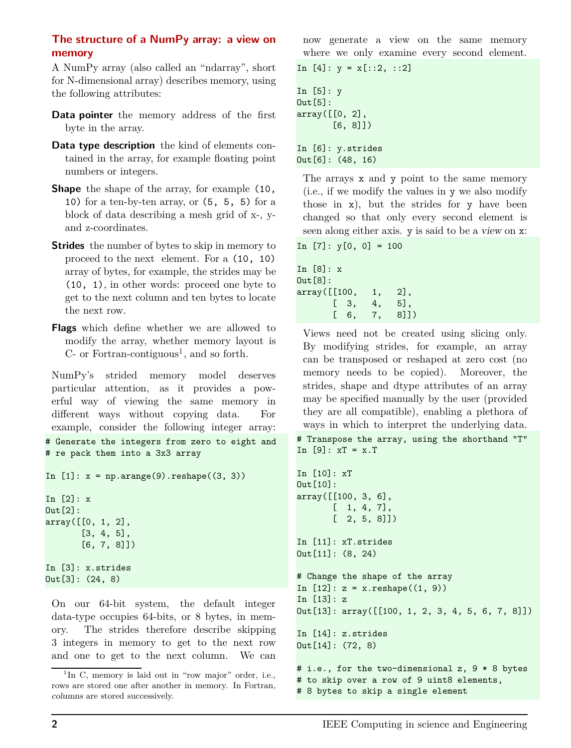### The structure of a NumPy array: a view on memory

A NumPy array (also called an "ndarray", short for N-dimensional array) describes memory, using the following attributes:

**Data pointer** the memory address of the first byte in the array.

**Data type description** the kind of elements contained in the array, for example floating point numbers or integers.

**Shape** the shape of the array, for example `(10, 10)` for a ten-by-ten array, or `(5, 5, 5)` for a block of data describing a mesh grid of x-, y- and z-coordinates.

**Strides** the number of bytes to skip in memory to proceed to the next element. For a `(10, 10)` array of bytes, for example, the strides may be `(10, 1)`, in other words: proceed one byte to get to the next column and ten bytes to locate the next row.

**Flags** which define whether we are allowed to modify the array, whether memory layout is C- or Fortran-contiguous[1], and so forth.

NumPy's strided memory model deserves particular attention, as it provides a powerful way of viewing the same memory in different ways without copying data. For example, consider the following integer array:

```
# Generate the integers from zero to eight and
# re pack them into a 3x3 array

In [1]: x = np.arange(9).reshape((3, 3))

In [2]: x
Out[2]:
array([[0, 1, 2],
       [3, 4, 5],
       [6, 7, 8]])

In [3]: x.strides
Out[3]: (24, 8)
```

On our 64-bit system, the default integer data-type occupies 64-bits, or 8 bytes, in memory. The strides therefore describe skipping 3 integers in memory to get to the next row and one to get to the next column. We can now generate a view on the same memory where we only examine every second element.

```
In [4]: y = x[::2, ::2]

In [5]: y
Out[5]:
array([[0, 2],
       [6, 8]])

In [6]: y.strides
Out[6]: (48, 16)
```

The arrays `x` and `y` point to the same memory (i.e., if we modify the values in `y` we also modify those in `x`), but the strides for `y` have been changed so that only every second element is seen along either axis. `y` is said to be a *view* on `x`:

```
In [7]: y[0, 0] = 100

In [8]: x
Out[8]:
array([[100,   1,   2],
       [  3,   4,   5],
       [  6,   7,   8]])
```

Views need not be created using slicing only. By modifying strides, for example, an array can be transposed or reshaped at zero cost (no memory needs to be copied). Moreover, the strides, shape and dtype attributes of an array may be specified manually by the user (provided they are all compatible), enabling a plethora of ways in which to interpret the underlying data.

```
# Transpose the array, using the shorthand "T"
In [9]: xT = x.T

In [10]: xT
Out[10]:
array([[100, 3, 6],
       [  1, 4, 7],
       [  2, 5, 8]])

In [11]: xT.strides
Out[11]: (8, 24)

# Change the shape of the array
In [12]: z = x.reshape((1, 9))
In [13]: z
Out[13]: array([[100, 1, 2, 3, 4, 5, 6, 7, 8]])

In [14]: z.strides
Out[14]: (72, 8)

# i.e., for the two-dimensional z, 9 * 8 bytes
# to skip over a row of 9 uint8 elements,
# 8 bytes to skip a single element
```

[1] In C, memory is laid out in "row major" order, i.e., rows are stored one after another in memory. In Fortran, *columns* are stored successively.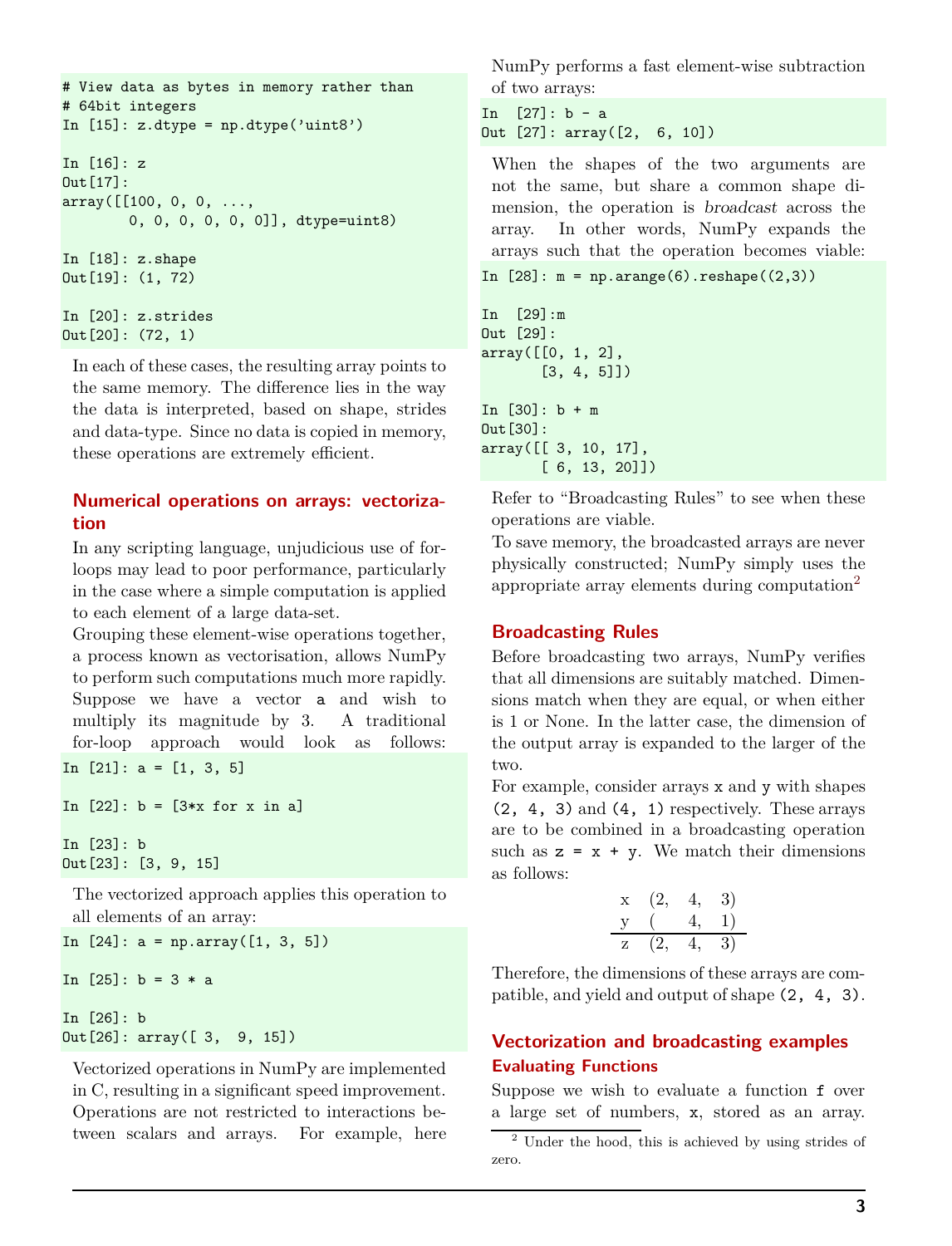```
# View data as bytes in memory rather than
# 64bit integers
In [15]: z.dtype = np.dtype('uint8')

In [16]: z
Out[17]:
array([[100, 0, 0, ...,
        0, 0, 0, 0, 0, 0]], dtype=uint8)

In [18]: z.shape
Out[19]: (1, 72)

In [20]: z.strides
Out[20]: (72, 1)
```

In each of these cases, the resulting array points to the same memory. The difference lies in the way the data is interpreted, based on shape, strides and data-type. Since no data is copied in memory, these operations are extremely efficient.

## Numerical operations on arrays: vectorization

In any scripting language, unjudicious use of for-loops may lead to poor performance, particularly in the case where a simple computation is applied to each element of a large data-set.

Grouping these element-wise operations together, a process known as vectorisation, allows NumPy to perform such computations much more rapidly.

Suppose we have a vector `a` and wish to multiply its magnitude by 3. A traditional for-loop approach would look as follows:

```
In [21]: a = [1, 3, 5]

In [22]: b = [3*x for x in a]

In [23]: b
Out[23]: [3, 9, 15]
```

The vectorized approach applies this operation to all elements of an array:

```
In [24]: a = np.array([1, 3, 5])

In [25]: b = 3 * a

In [26]: b
Out[26]: array([ 3,  9, 15])
```

Vectorized operations in NumPy are implemented in C, resulting in a significant speed improvement. Operations are not restricted to interactions between scalars and arrays. For example, here NumPy performs a fast element-wise subtraction of two arrays:

```
In  [27]: b - a
Out [27]: array([2,  6, 10])
```

When the shapes of the two arguments are not the same, but share a common shape dimension, the operation is *broadcast* across the array. In other words, NumPy expands the arrays such that the operation becomes viable:

```
In [28]: m = np.arange(6).reshape((2,3))

In  [29]:m
Out [29]:
array([[0, 1, 2],
       [3, 4, 5]])

In [30]: b + m
Out[30]:
array([[ 3, 10, 17],
       [ 6, 13, 20]])
```

Refer to "Broadcasting Rules" to see when these operations are viable.

To save memory, the broadcasted arrays are never physically constructed; NumPy simply uses the appropriate array elements during computation[2]

## Broadcasting Rules

Before broadcasting two arrays, NumPy verifies that all dimensions are suitably matched. Dimensions match when they are equal, or when either is 1 or None. In the latter case, the dimension of the output array is expanded to the larger of the two.

For example, consider arrays `x` and `y` with shapes `(2, 4, 3)` and `(4, 1)` respectively. These arrays are to be combined in a broadcasting operation such as `z = x + y`. We match their dimensions as follows:

| | | | |
|---|---|---|---|
| x | (2, | 4, | 3) |
| y | ( | 4, | 1) |
| z | (2, | 4, | 3) |

Therefore, the dimensions of these arrays are compatible, and yield and output of shape `(2, 4, 3)`.

## Vectorization and broadcasting examples

### Evaluating Functions

Suppose we wish to evaluate a function `f` over a large set of numbers, `x`, stored as an array.

[2] Under the hood, this is achieved by using strides of zero.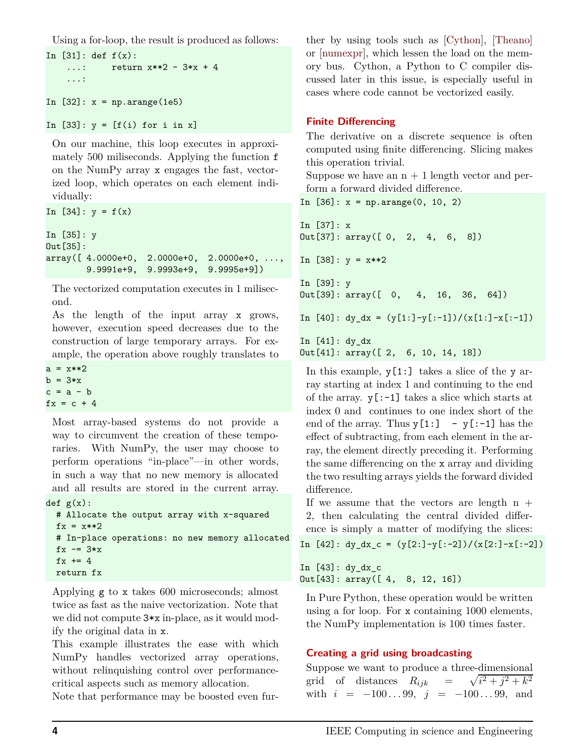Using a for-loop, the result is produced as follows:

```
In [31]: def f(x):
    ...:     return x**2 - 3*x + 4
    ...:

In [32]: x = np.arange(1e5)

In [33]: y = [f(i) for i in x]
```

On our machine, this loop executes in approximately 500 miliseconds. Applying the function `f` on the NumPy array `x` engages the fast, vectorized loop, which operates on each element individually:

```
In [34]: y = f(x)

In [35]: y
Out[35]:
array([ 4.0000e+0,  2.0000e+0,  2.0000e+0, ...,
        9.9991e+9,  9.9993e+9,  9.9995e+9])
```

The vectorized computation executes in 1 milisecond.

As the length of the input array `x` grows, however, execution speed decreases due to the construction of large temporary arrays. For example, the operation above roughly translates to

```
a = x**2
b = 3*x
c = a - b
fx = c + 4
```

Most array-based systems do not provide a way to circumvent the creation of these temporaries. With NumPy, the user may choose to perform operations "in-place"—in other words, in such a way that no new memory is allocated and all results are stored in the current array.

```
def g(x):
  # Allocate the output array with x-squared
  fx = x**2
  # In-place operations: no new memory allocated
  fx -= 3*x
  fx += 4
  return fx
```

Applying `g` to `x` takes 600 microseconds; almost twice as fast as the naive vectorization. Note that we did not compute `3*x` in-place, as it would modify the original data in `x`.

This example illustrates the ease with which NumPy handles vectorized array operations, without relinquishing control over performance-critical aspects such as memory allocation.

Note that performance may be boosted even further by using tools such as [Cython], [Theano] or [numexpr], which lessen the load on the memory bus. Cython, a Python to C compiler discussed later in this issue, is especially useful in cases where code cannot be vectorized easily.

### Finite Differencing

The derivative on a discrete sequence is often computed using finite differencing. Slicing makes this operation trivial.

Suppose we have an n + 1 length vector and perform a forward divided difference.

```
In [36]: x = np.arange(0, 10, 2)

In [37]: x
Out[37]: array([ 0,  2,  4,  6,  8])

In [38]: y = x**2

In [39]: y
Out[39]: array([  0,   4,  16,  36,  64])

In [40]: dy_dx = (y[1:]-y[:-1])/(x[1:]-x[:-1])

In [41]: dy_dx
Out[41]: array([ 2,  6, 10, 14, 18])
```

In this example, `y[1:]` takes a slice of the `y` array starting at index 1 and continuing to the end of the array. `y[:-1]` takes a slice which starts at index 0 and continues to one index short of the end of the array. Thus `y[1:] - y[:-1]` has the effect of subtracting, from each element in the array, the element directly preceding it. Performing the same differencing on the `x` array and dividing the two resulting arrays yields the forward divided difference.

If we assume that the vectors are length n + 2, then calculating the central divided difference is simply a matter of modifying the slices:

```
In [42]: dy_dx_c = (y[2:]-y[:-2])/(x[2:]-x[:-2])

In [43]: dy_dx_c
Out[43]: array([ 4,  8, 12, 16])
```

In Pure Python, these operation would be written using a for loop. For `x` containing 1000 elements, the NumPy implementation is 100 times faster.

### Creating a grid using broadcasting

Suppose we want to produce a three-dimensional grid of distances $R_{ijk} = \sqrt{i^2 + j^2 + k^2}$ with $i = -100 \ldots 99$, $j = -100 \ldots 99$, and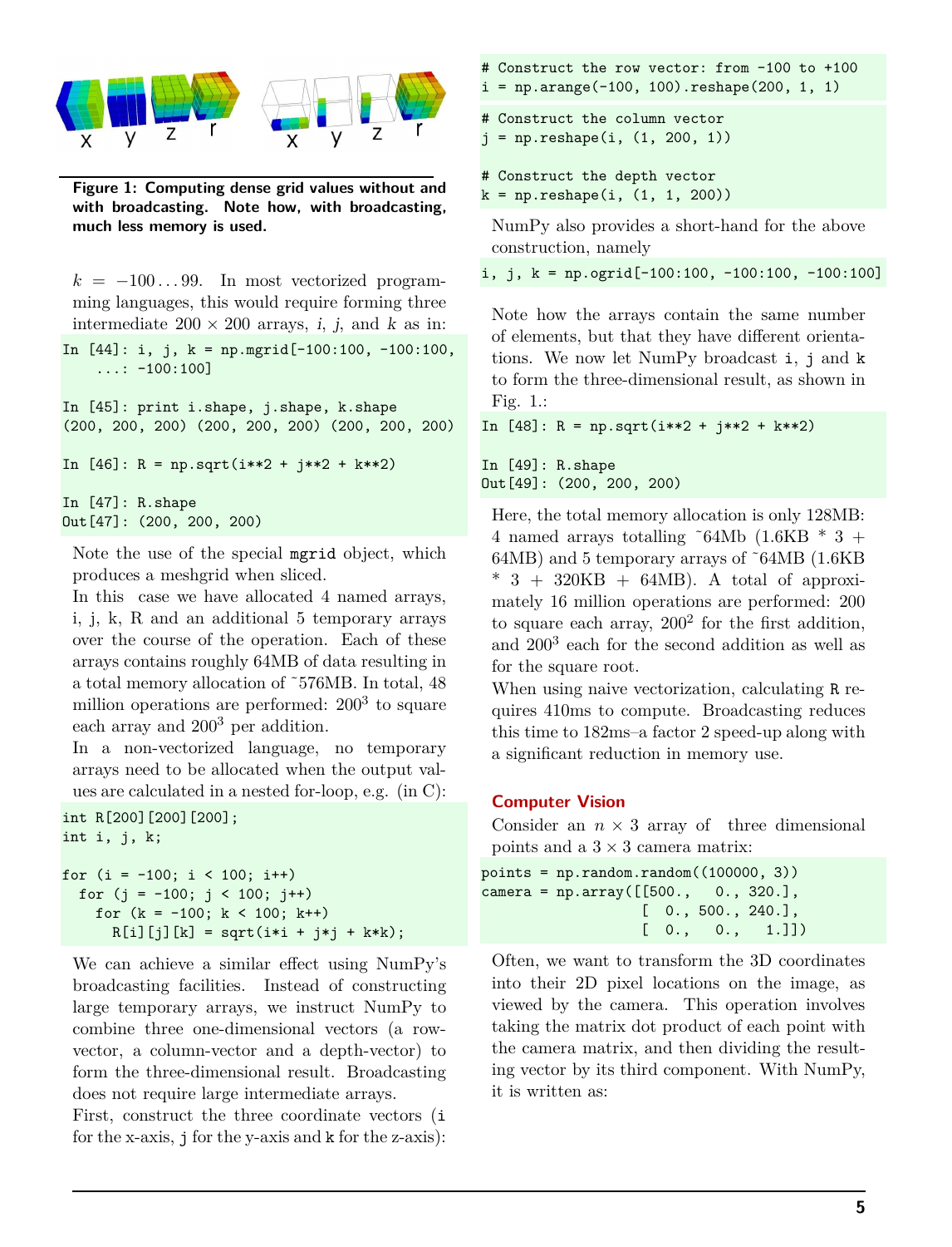**Figure 1: Computing dense grid values without and with broadcasting. Note how, with broadcasting, much less memory is used.**

$k = -100 \ldots 99$. In most vectorized programming languages, this would require forming three intermediate $200 \times 200$ arrays, $i$, $j$, and $k$ as in:

```
In [44]: i, j, k = np.mgrid[-100:100, -100:100,
    ...: -100:100]

In [45]: print i.shape, j.shape, k.shape
(200, 200, 200) (200, 200, 200) (200, 200, 200)

In [46]: R = np.sqrt(i**2 + j**2 + k**2)

In [47]: R.shape
Out[47]: (200, 200, 200)
```

Note the use of the special `mgrid` object, which produces a meshgrid when sliced.

In this case we have allocated 4 named arrays, i, j, k, R and an additional 5 temporary arrays over the course of the operation. Each of these arrays contains roughly 64MB of data resulting in a total memory allocation of ~576MB. In total, 48 million operations are performed: $200^3$ to square each array and $200^3$ per addition.

In a non-vectorized language, no temporary arrays need to be allocated when the output values are calculated in a nested for-loop, e.g. (in C):

```
int R[200][200][200];
int i, j, k;

for (i = -100; i < 100; i++)
  for (j = -100; j < 100; j++)
    for (k = -100; k < 100; k++)
      R[i][j][k] = sqrt(i*i + j*j + k*k);
```

We can achieve a similar effect using NumPy's broadcasting facilities. Instead of constructing large temporary arrays, we instruct NumPy to combine three one-dimensional vectors (a row-vector, a column-vector and a depth-vector) to form the three-dimensional result. Broadcasting does not require large intermediate arrays.

First, construct the three coordinate vectors (`i` for the x-axis, `j` for the y-axis and `k` for the z-axis):

```
# Construct the row vector: from -100 to +100
i = np.arange(-100, 100).reshape(200, 1, 1)
```

```
# Construct the column vector
j = np.reshape(i, (1, 200, 1))

# Construct the depth vector
k = np.reshape(i, (1, 1, 200))
```

NumPy also provides a short-hand for the above construction, namely

```
i, j, k = np.ogrid[-100:100, -100:100, -100:100]
```

Note how the arrays contain the same number of elements, but that they have different orientations. We now let NumPy broadcast `i`, `j` and `k` to form the three-dimensional result, as shown in Fig. 1.:

```
In [48]: R = np.sqrt(i**2 + j**2 + k**2)

In [49]: R.shape
Out[49]: (200, 200, 200)
```

Here, the total memory allocation is only 128MB: 4 named arrays totalling ~64Mb (1.6KB * 3 + 64MB) and 5 temporary arrays of ~64MB (1.6KB * 3 + 320KB + 64MB). A total of approximately 16 million operations are performed: 200 to square each array, $200^2$ for the first addition, and $200^3$ each for the second addition as well as for the square root.

When using naive vectorization, calculating `R` requires 410ms to compute. Broadcasting reduces this time to 182ms–a factor 2 speed-up along with a significant reduction in memory use.

## Computer Vision

Consider an $n \times 3$ array of three dimensional points and a $3 \times 3$ camera matrix:

```
points = np.random.random((100000, 3))
camera = np.array([[500.,   0., 320.],
                   [  0., 500., 240.],
                   [  0.,   0.,   1.]])
```

Often, we want to transform the 3D coordinates into their 2D pixel locations on the image, as viewed by the camera. This operation involves taking the matrix dot product of each point with the camera matrix, and then dividing the resulting vector by its third component. With NumPy, it is written as: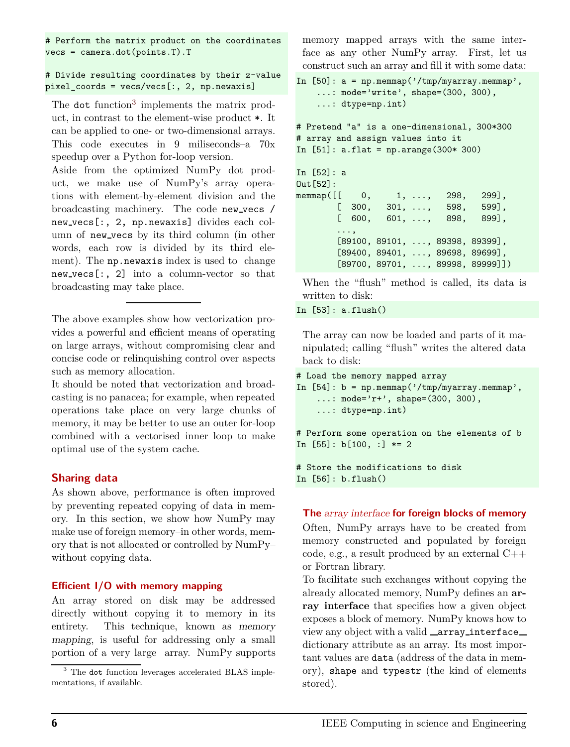```
# Perform the matrix product on the coordinates
vecs = camera.dot(points.T).T

# Divide resulting coordinates by their z-value
pixel_coords = vecs/vecs[:, 2, np.newaxis]
```

The `dot` function[3] implements the matrix product, in contrast to the element-wise product `*`. It can be applied to one- or two-dimensional arrays. This code executes in 9 miliseconds–a 70x speedup over a Python for-loop version.

Aside from the optimized NumPy dot product, we make use of NumPy's array operations with element-by-element division and the broadcasting machinery. The code `new_vecs / new_vecs[:, 2, np.newaxis]` divides each column of `new_vecs` by its third column (in other words, each row is divided by its third element). The `np.newaxis` index is used to change `new_vecs[:, 2]` into a column-vector so that broadcasting may take place.

---

The above examples show how vectorization provides a powerful and efficient means of operating on large arrays, without compromising clear and concise code or relinquishing control over aspects such as memory allocation.

It should be noted that vectorization and broadcasting is no panacea; for example, when repeated operations take place on very large chunks of memory, it may be better to use an outer for-loop combined with a vectorised inner loop to make optimal use of the system cache.

## Sharing data

As shown above, performance is often improved by preventing repeated copying of data in memory. In this section, we show how NumPy may make use of foreign memory–in other words, memory that is not allocated or controlled by NumPy–without copying data.

### Efficient I/O with memory mapping

An array stored on disk may be addressed directly without copying it to memory in its entirety. This technique, known as *memory mapping*, is useful for addressing only a small portion of a very large array. NumPy supports memory mapped arrays with the same interface as any other NumPy array. First, let us construct such an array and fill it with some data:

```
In [50]: a = np.memmap('/tmp/myarray.memmap',
    ...: mode='write', shape=(300, 300),
    ...: dtype=np.int)

# Pretend "a" is a one-dimensional, 300*300
# array and assign values into it
In [51]: a.flat = np.arange(300* 300)

In [52]: a
Out[52]:
memmap([[    0,     1, ...,   298,   299],
       [  300,   301, ...,   598,   599],
       [  600,   601, ...,   898,   899],
       ...,
       [89100, 89101, ..., 89398, 89399],
       [89400, 89401, ..., 89698, 89699],
       [89700, 89701, ..., 89998, 89999]])
```

When the "flush" method is called, its data is written to disk:

```
In [53]: a.flush()
```

The array can now be loaded and parts of it manipulated; calling "flush" writes the altered data back to disk:

```
# Load the memory mapped array
In [54]: b = np.memmap('/tmp/myarray.memmap',
    ...: mode='r+', shape=(300, 300),
    ...: dtype=np.int)

# Perform some operation on the elements of b
In [55]: b[100, :] *= 2

# Store the modifications to disk
In [56]: b.flush()
```

### The *array interface* for foreign blocks of memory

Often, NumPy arrays have to be created from memory constructed and populated by foreign code, e.g., a result produced by an external C++ or Fortran library.

To facilitate such exchanges without copying the already allocated memory, NumPy defines an **array interface** that specifies how a given object exposes a block of memory. NumPy knows how to view any object with a valid `__array_interface__` dictionary attribute as an array. Its most important values are `data` (address of the data in memory), `shape` and `typestr` (the kind of elements stored).

[3] The `dot` function leverages accelerated BLAS implementations, if available.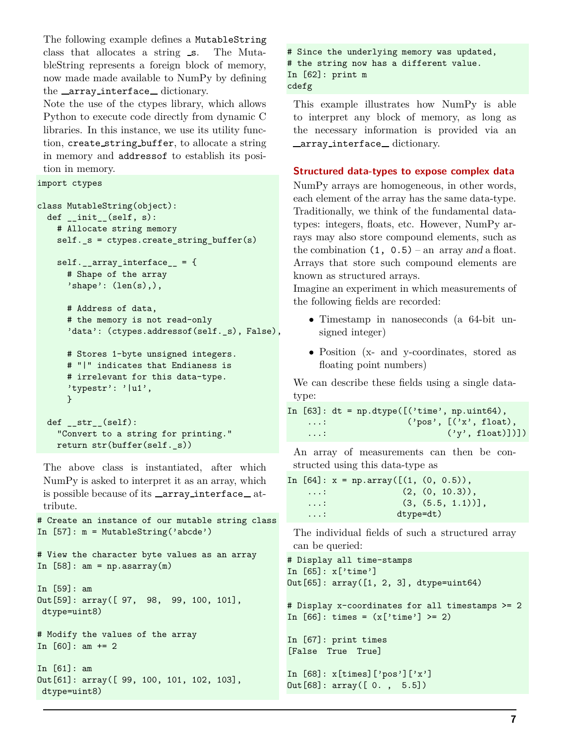The following example defines a `MutableString` class that allocates a string `_s`. The MutableString represents a foreign block of memory, now made made available to NumPy by defining the `__array_interface__` dictionary.

Note the use of the ctypes library, which allows Python to execute code directly from dynamic C libraries. In this instance, we use its utility function, `create_string_buffer`, to allocate a string in memory and `addressof` to establish its position in memory.

```
import ctypes

class MutableString(object):
  def __init__(self, s):
    # Allocate string memory
    self._s = ctypes.create_string_buffer(s)

    self.__array_interface__ = {
      # Shape of the array
      'shape': (len(s),),

      # Address of data,
      # the memory is not read-only
      'data': (ctypes.addressof(self._s), False),

      # Stores 1-byte unsigned integers.
      # "|" indicates that Endianess is
      # irrelevant for this data-type.
      'typestr': '|u1',
      }

  def __str__(self):
    "Convert to a string for printing."
    return str(buffer(self._s))
```

The above class is instantiated, after which NumPy is asked to interpret it as an array, which is possible because of its `__array_interface__` attribute.

```
# Create an instance of our mutable string class
In [57]: m = MutableString('abcde')

# View the character byte values as an array
In [58]: am = np.asarray(m)

In [59]: am
Out[59]: array([ 97,  98,  99, 100, 101],
 dtype=uint8)

# Modify the values of the array
In [60]: am += 2

In [61]: am
Out[61]: array([ 99, 100, 101, 102, 103],
 dtype=uint8)

# Since the underlying memory was updated,
# the string now has a different value.
In [62]: print m
cdefg
```

This example illustrates how NumPy is able to interpret any block of memory, as long as the necessary information is provided via an `__array_interface__` dictionary.

### Structured data-types to expose complex data

NumPy arrays are homogeneous, in other words, each element of the array has the same data-type. Traditionally, we think of the fundamental data-types: integers, floats, etc. However, NumPy arrays may also store compound elements, such as the combination `(1, 0.5)` – an array *and* a float. Arrays that store such compound elements are known as structured arrays.

Imagine an experiment in which measurements of the following fields are recorded:

- Timestamp in nanoseconds (a 64-bit unsigned integer)
- Position (x- and y-coordinates, stored as floating point numbers)

We can describe these fields using a single data-type:

```
In [63]: dt = np.dtype([('time', np.uint64),
    ...:                ('pos', [('x', float),
    ...:                         ('y', float)])])
```

An array of measurements can then be constructed using this data-type as

```
In [64]: x = np.array([(1, (0, 0.5)),
    ...:               (2, (0, 10.3)),
    ...:               (3, (5.5, 1.1))],
    ...:              dtype=dt)
```

The individual fields of such a structured array can be queried:

```
# Display all time-stamps
In [65]: x['time']
Out[65]: array([1, 2, 3], dtype=uint64)

# Display x-coordinates for all timestamps >= 2
In [66]: times = (x['time'] >= 2)

In [67]: print times
[False  True  True]

In [68]: x[times]['pos']['x']
Out[68]: array([ 0. ,  5.5])
```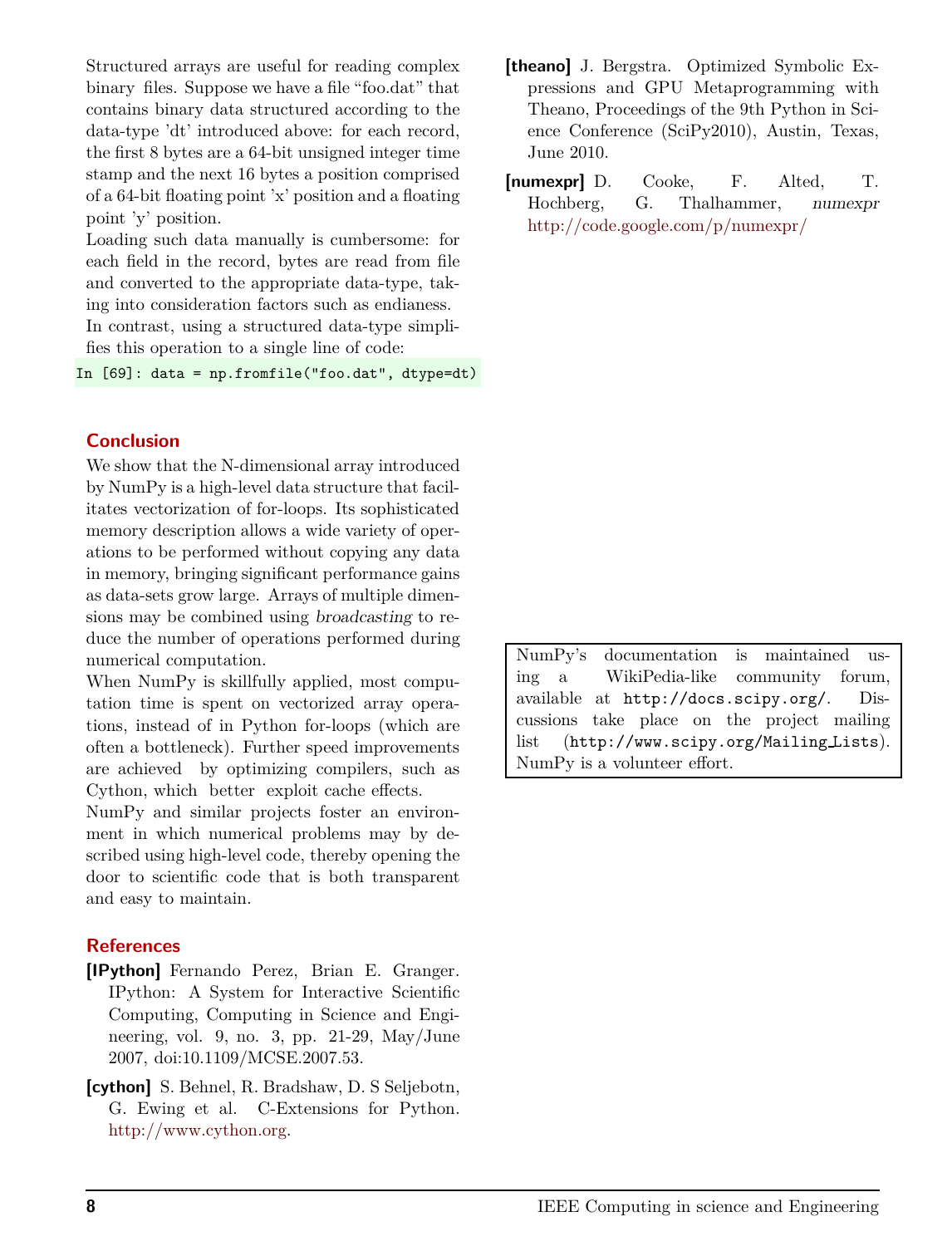Structured arrays are useful for reading complex binary files. Suppose we have a file "foo.dat" that contains binary data structured according to the data-type 'dt' introduced above: for each record, the first 8 bytes are a 64-bit unsigned integer time stamp and the next 16 bytes a position comprised of a 64-bit floating point 'x' position and a floating point 'y' position.

Loading such data manually is cumbersome: for each field in the record, bytes are read from file and converted to the appropriate data-type, taking into consideration factors such as endianess.

In contrast, using a structured data-type simplifies this operation to a single line of code:

```
In [69]: data = np.fromfile("foo.dat", dtype=dt)
```

## Conclusion

We show that the N-dimensional array introduced by NumPy is a high-level data structure that facilitates vectorization of for-loops. Its sophisticated memory description allows a wide variety of operations to be performed without copying any data in memory, bringing significant performance gains as data-sets grow large. Arrays of multiple dimensions may be combined using *broadcasting* to reduce the number of operations performed during numerical computation.

When NumPy is skillfully applied, most computation time is spent on vectorized array operations, instead of in Python for-loops (which are often a bottleneck). Further speed improvements are achieved by optimizing compilers, such as Cython, which better exploit cache effects.

NumPy and similar projects foster an environment in which numerical problems may by described using high-level code, thereby opening the door to scientific code that is both transparent and easy to maintain.

## References

**[IPython]** Fernando Perez, Brian E. Granger. IPython: A System for Interactive Scientific Computing, Computing in Science and Engineering, vol. 9, no. 3, pp. 21-29, May/June 2007, doi:10.1109/MCSE.2007.53.

**[cython]** S. Behnel, R. Bradshaw, D. S Seljebotn, G. Ewing et al. C-Extensions for Python. http://www.cython.org.

**[theano]** J. Bergstra. Optimized Symbolic Expressions and GPU Metaprogramming with Theano, Proceedings of the 9th Python in Science Conference (SciPy2010), Austin, Texas, June 2010.

**[numexpr]** D. Cooke, F. Alted, T. Hochberg, G. Thalhammer, *numexpr* http://code.google.com/p/numexpr/

NumPy's documentation is maintained using a WikiPedia-like community forum, available at `http://docs.scipy.org/`. Discussions take place on the project mailing list (`http://www.scipy.org/Mailing_Lists`). NumPy is a volunteer effort.